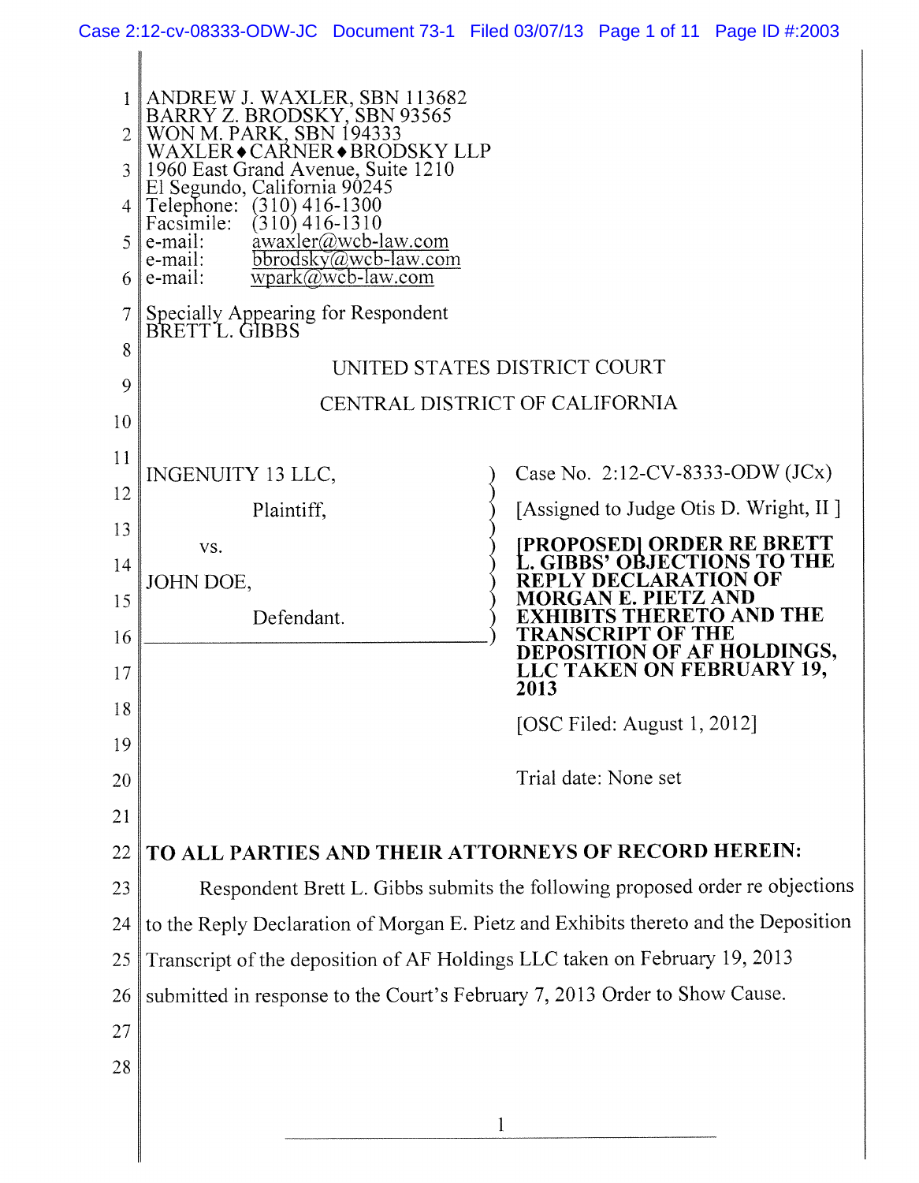ANDREW J. WAXLER, SBN 113682
BARRY Z. BRODSKY, SBN 93565
WON M. PARK, SBN 194333
WAXLER♦CARNER♦BRODSKY LLP
1960 East Grand Avenue, Suite 1210
El Segundo, California 90245
Telephone: (310) 416-1300
Facsimile: (310) 416-1310
e-mail: awaxler@wcb-law.com
e-mail: bbrodsky@wcb-law.com
e-mail: wpark@wcb-law.com

Specially Appearing for Respondent
BRETT L. GIBBS

UNITED STATES DISTRICT COURT

CENTRAL DISTRICT OF CALIFORNIA

INGENUITY 13 LLC,

Plaintiff,

vs.

JOHN DOE,

Defendant.

Case No. 2:12-CV-8333-ODW (JCx)

[Assigned to Judge Otis D. Wright, II ]

**[PROPOSED] ORDER RE BRETT L. GIBBS' OBJECTIONS TO THE REPLY DECLARATION OF MORGAN E. PIETZ AND EXHIBITS THERETO AND THE TRANSCRIPT OF THE DEPOSITION OF AF HOLDINGS, LLC TAKEN ON FEBRUARY 19, 2013**

[OSC Filed: August 1, 2012]

Trial date: None set

**TO ALL PARTIES AND THEIR ATTORNEYS OF RECORD HEREIN:**

Respondent Brett L. Gibbs submits the following proposed order re objections to the Reply Declaration of Morgan E. Pietz and Exhibits thereto and the Deposition Transcript of the deposition of AF Holdings LLC taken on February 19, 2013 submitted in response to the Court's February 7, 2013 Order to Show Cause.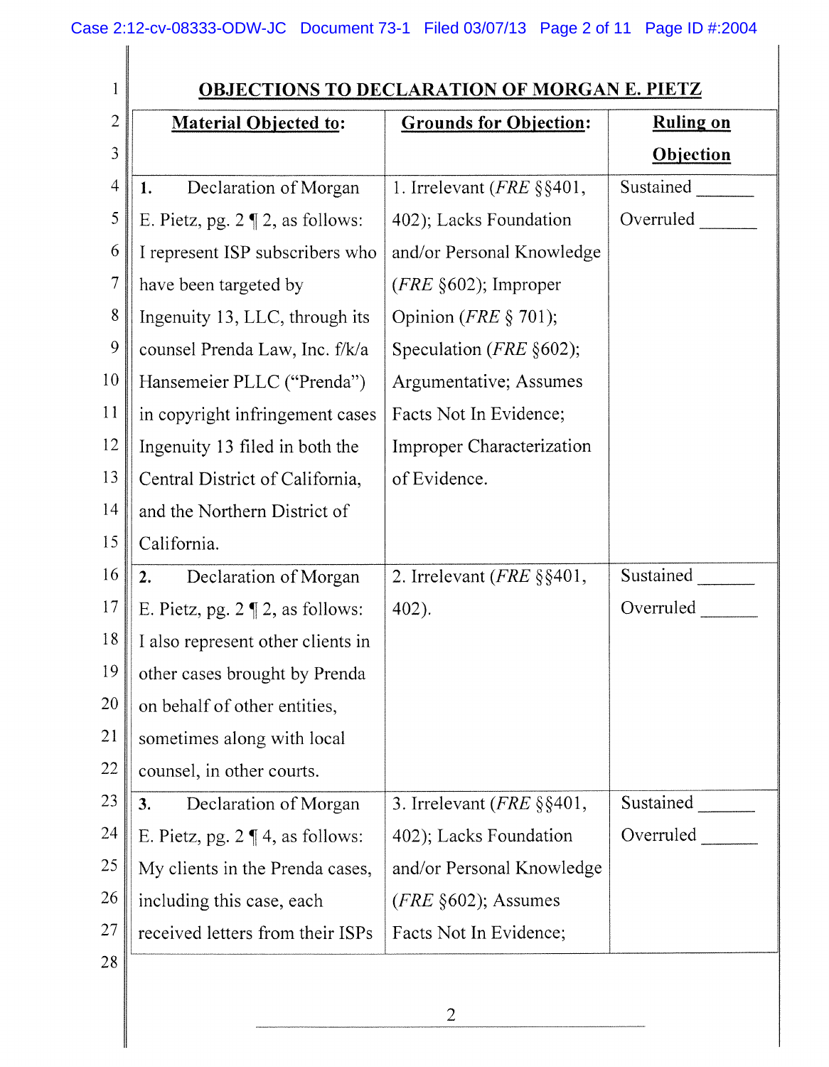## OBJECTIONS TO DECLARATION OF MORGAN E. PIETZ

| Material Objected to: | Grounds for Objection: | Ruling on Objection |
|---|---|---|
| **1.** Declaration of Morgan E. Pietz, pg. 2 ¶ 2, as follows: I represent ISP subscribers who have been targeted by Ingenuity 13, LLC, through its counsel Prenda Law, Inc. f/k/a Hansemeier PLLC ("Prenda") in copyright infringement cases Ingenuity 13 filed in both the Central District of California, and the Northern District of California. | 1. Irrelevant (*FRE* §§401, 402); Lacks Foundation and/or Personal Knowledge (*FRE* §602); Improper Opinion (*FRE* § 701); Speculation (*FRE* §602); Argumentative; Assumes Facts Not In Evidence; Improper Characterization of Evidence. | Sustained ______ Overruled ______ |
| **2.** Declaration of Morgan E. Pietz, pg. 2 ¶ 2, as follows: I also represent other clients in other cases brought by Prenda on behalf of other entities, sometimes along with local counsel, in other courts. | 2. Irrelevant (*FRE* §§401, 402). | Sustained ______ Overruled ______ |
| **3.** Declaration of Morgan E. Pietz, pg. 2 ¶ 4, as follows: My clients in the Prenda cases, including this case, each received letters from their ISPs | 3. Irrelevant (*FRE* §§401, 402); Lacks Foundation and/or Personal Knowledge (*FRE* §602); Assumes Facts Not In Evidence; | Sustained ______ Overruled ______ |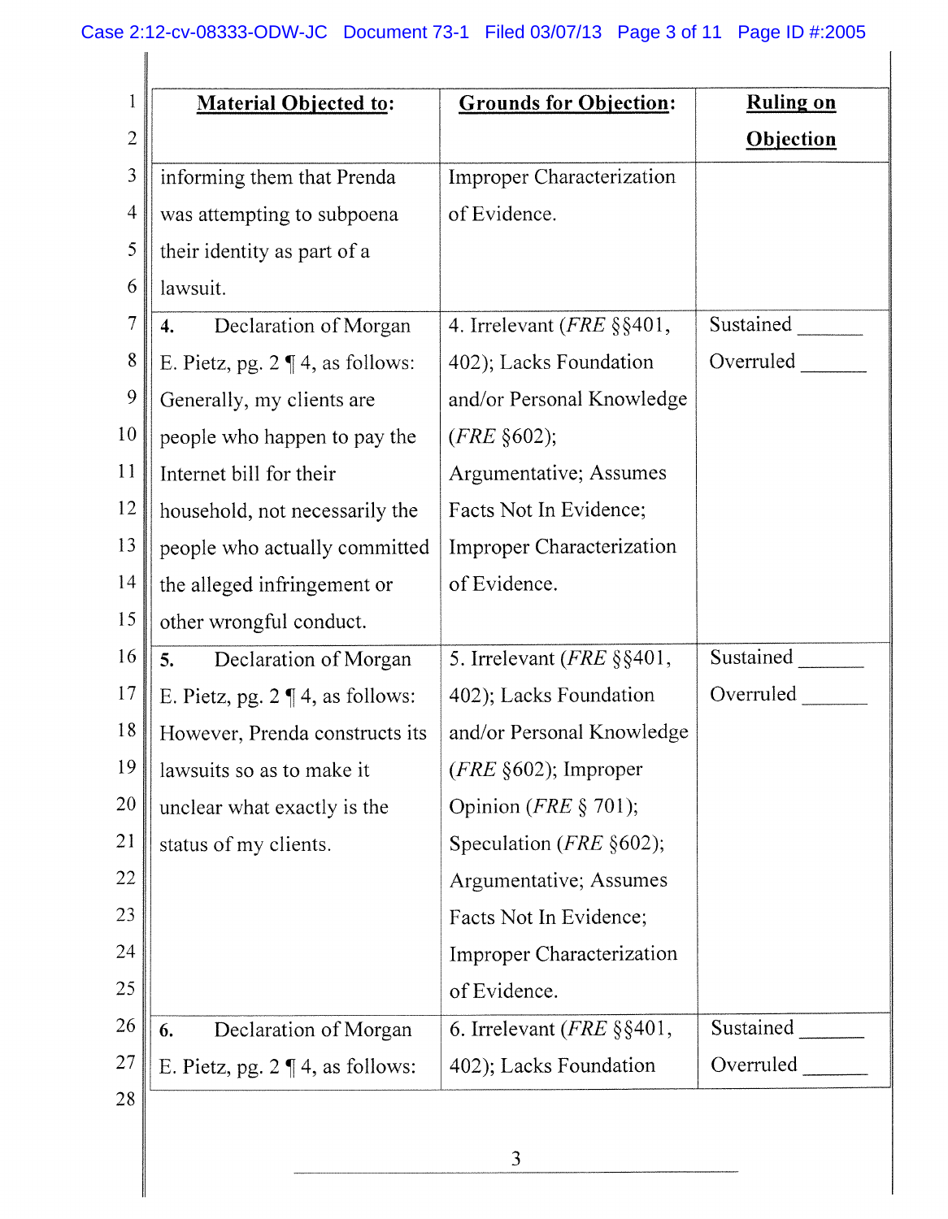| Material Objected to: | Grounds for Objection: | Ruling on Objection |
|---|---|---|
| informing them that Prenda was attempting to subpoena their identity as part of a lawsuit. | Improper Characterization of Evidence. | |
| **4.** Declaration of Morgan E. Pietz, pg. 2 ¶ 4, as follows: Generally, my clients are people who happen to pay the Internet bill for their household, not necessarily the people who actually committed the alleged infringement or other wrongful conduct. | 4. Irrelevant (*FRE* §§401, 402); Lacks Foundation and/or Personal Knowledge (*FRE* §602); Argumentative; Assumes Facts Not In Evidence; Improper Characterization of Evidence. | Sustained ______ Overruled ______ |
| **5.** Declaration of Morgan E. Pietz, pg. 2 ¶ 4, as follows: However, Prenda constructs its lawsuits so as to make it unclear what exactly is the status of my clients. | 5. Irrelevant (*FRE* §§401, 402); Lacks Foundation and/or Personal Knowledge (*FRE* §602); Improper Opinion (*FRE* § 701); Speculation (*FRE* §602); Argumentative; Assumes Facts Not In Evidence; Improper Characterization of Evidence. | Sustained ______ Overruled ______ |
| **6.** Declaration of Morgan E. Pietz, pg. 2 ¶ 4, as follows: | 6. Irrelevant (*FRE* §§401, 402); Lacks Foundation | Sustained ______ Overruled ______ |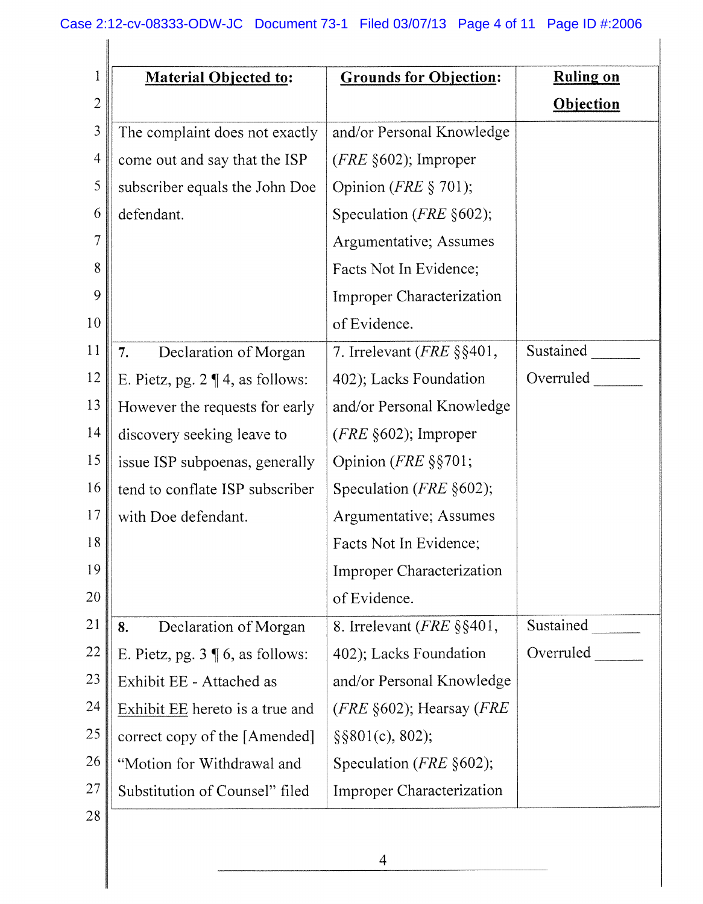| **Material Objected to:** | **Grounds for Objection:** | **Ruling on Objection** |
|---|---|---|
| The complaint does not exactly come out and say that the ISP subscriber equals the John Doe defendant. | and/or Personal Knowledge (*FRE* §602); Improper Opinion (*FRE* § 701); Speculation (*FRE* §602); Argumentative; Assumes Facts Not In Evidence; Improper Characterization of Evidence. | |
| **7.** Declaration of Morgan E. Pietz, pg. 2 ¶ 4, as follows: However the requests for early discovery seeking leave to issue ISP subpoenas, generally tend to conflate ISP subscriber with Doe defendant. | 7. Irrelevant (*FRE* §§401, 402); Lacks Foundation and/or Personal Knowledge (*FRE* §602); Improper Opinion (*FRE* §§701; Speculation (*FRE* §602); Argumentative; Assumes Facts Not In Evidence; Improper Characterization of Evidence. | Sustained ______ Overruled ______ |
| **8.** Declaration of Morgan E. Pietz, pg. 3 ¶ 6, as follows: Exhibit EE - Attached as Exhibit EE hereto is a true and correct copy of the [Amended] "Motion for Withdrawal and Substitution of Counsel" filed | 8. Irrelevant (*FRE* §§401, 402); Lacks Foundation and/or Personal Knowledge (*FRE* §602); Hearsay (*FRE* §§801(c), 802); Speculation (*FRE* §602); Improper Characterization | Sustained ______ Overruled ______ |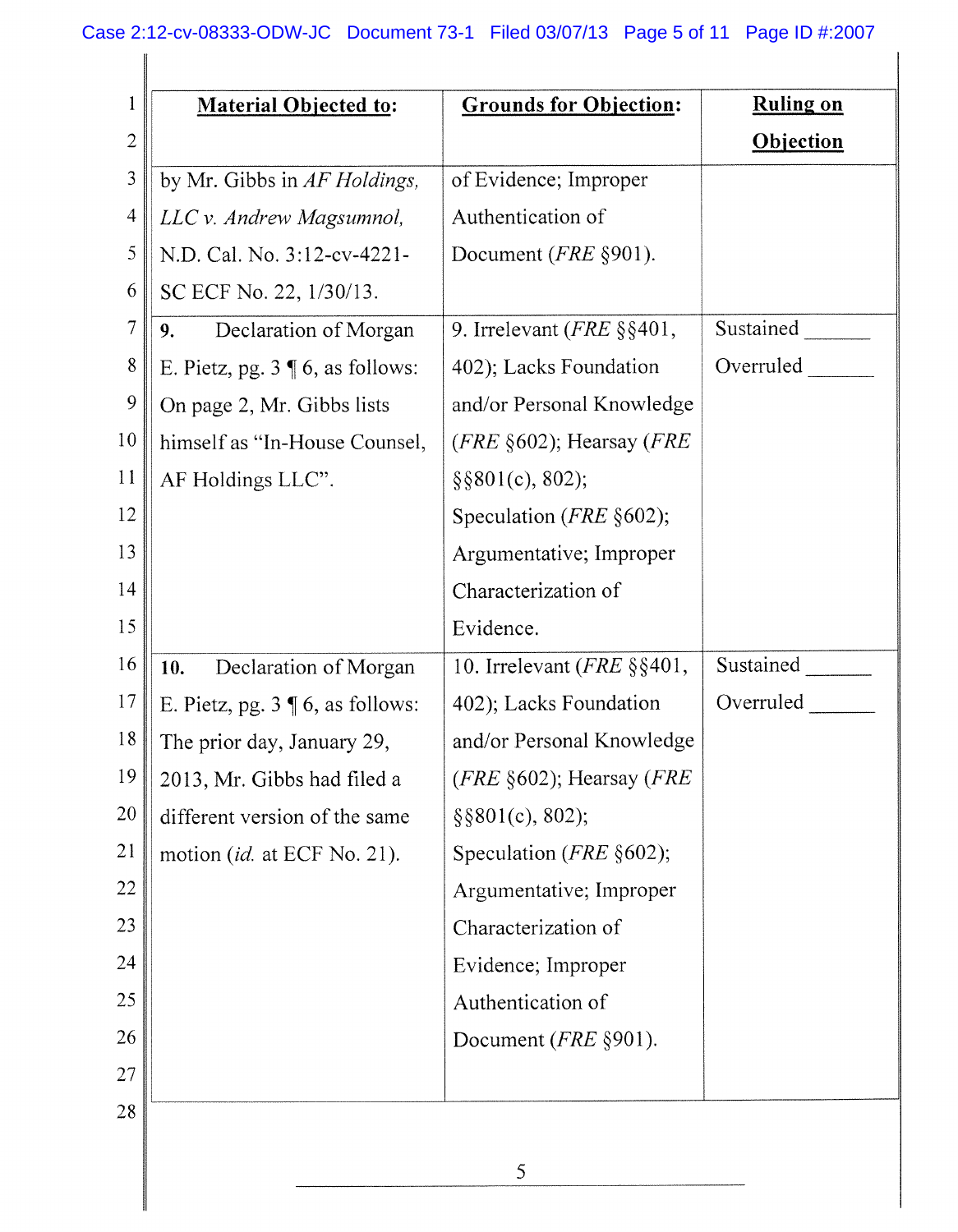| **Material Objected to:** | **Grounds for Objection:** | **Ruling on Objection** |
|---|---|---|
| by Mr. Gibbs in *AF Holdings, LLC v. Andrew Magsumnol,* N.D. Cal. No. 3:12-cv-4221-SC ECF No. 22, 1/30/13. | of Evidence; Improper Authentication of Document (*FRE* §901). | |
| **9.** Declaration of Morgan E. Pietz, pg. 3 ¶ 6, as follows: On page 2, Mr. Gibbs lists himself as "In-House Counsel, AF Holdings LLC". | 9. Irrelevant (*FRE* §§401, 402); Lacks Foundation and/or Personal Knowledge (*FRE* §602); Hearsay (*FRE* §§801(c), 802); Speculation (*FRE* §602); Argumentative; Improper Characterization of Evidence. | Sustained ______ Overruled ______ |
| **10.** Declaration of Morgan E. Pietz, pg. 3 ¶ 6, as follows: The prior day, January 29, 2013, Mr. Gibbs had filed a different version of the same motion (*id.* at ECF No. 21). | 10. Irrelevant (*FRE* §§401, 402); Lacks Foundation and/or Personal Knowledge (*FRE* §602); Hearsay (*FRE* §§801(c), 802); Speculation (*FRE* §602); Argumentative; Improper Characterization of Evidence; Improper Authentication of Document (*FRE* §901). | Sustained ______ Overruled ______ |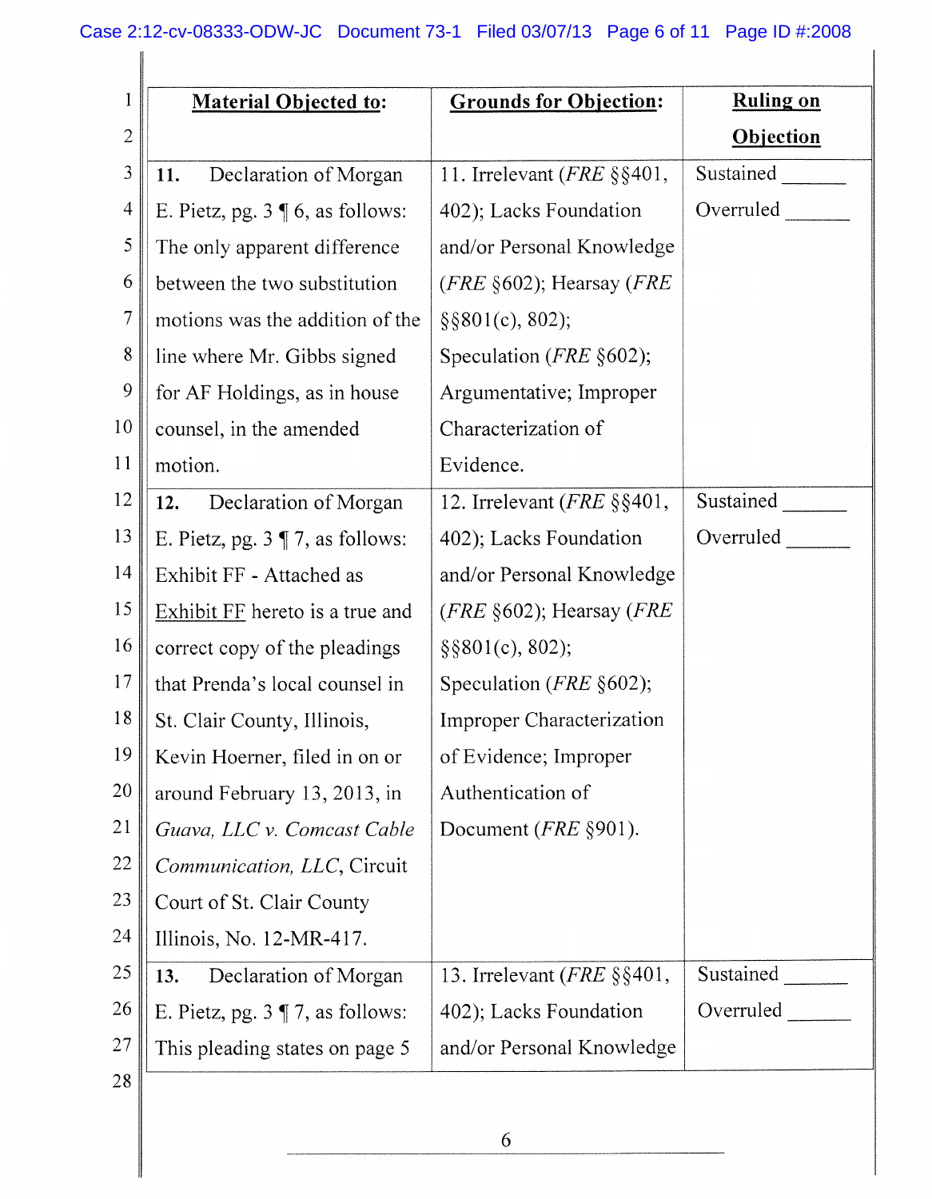| Material Objected to: | Grounds for Objection: | Ruling on Objection |
|---|---|---|
| **11.** Declaration of Morgan E. Pietz, pg. 3 ¶ 6, as follows: The only apparent difference between the two substitution motions was the addition of the line where Mr. Gibbs signed for AF Holdings, as in house counsel, in the amended motion. | 11. Irrelevant (*FRE* §§401, 402); Lacks Foundation and/or Personal Knowledge (*FRE* §602); Hearsay (*FRE* §§801(c), 802); Speculation (*FRE* §602); Argumentative; Improper Characterization of Evidence. | Sustained ______ Overruled ______ |
| **12.** Declaration of Morgan E. Pietz, pg. 3 ¶ 7, as follows: Exhibit FF - Attached as Exhibit FF hereto is a true and correct copy of the pleadings that Prenda's local counsel in St. Clair County, Illinois, Kevin Hoerner, filed in on or around February 13, 2013, in *Guava, LLC v. Comcast Cable Communication, LLC*, Circuit Court of St. Clair County Illinois, No. 12-MR-417. | 12. Irrelevant (*FRE* §§401, 402); Lacks Foundation and/or Personal Knowledge (*FRE* §602); Hearsay (*FRE* §§801(c), 802); Speculation (*FRE* §602); Improper Characterization of Evidence; Improper Authentication of Document (*FRE* §901). | Sustained ______ Overruled ______ |
| **13.** Declaration of Morgan E. Pietz, pg. 3 ¶ 7, as follows: This pleading states on page 5 | 13. Irrelevant (*FRE* §§401, 402); Lacks Foundation and/or Personal Knowledge | Sustained ______ Overruled ______ |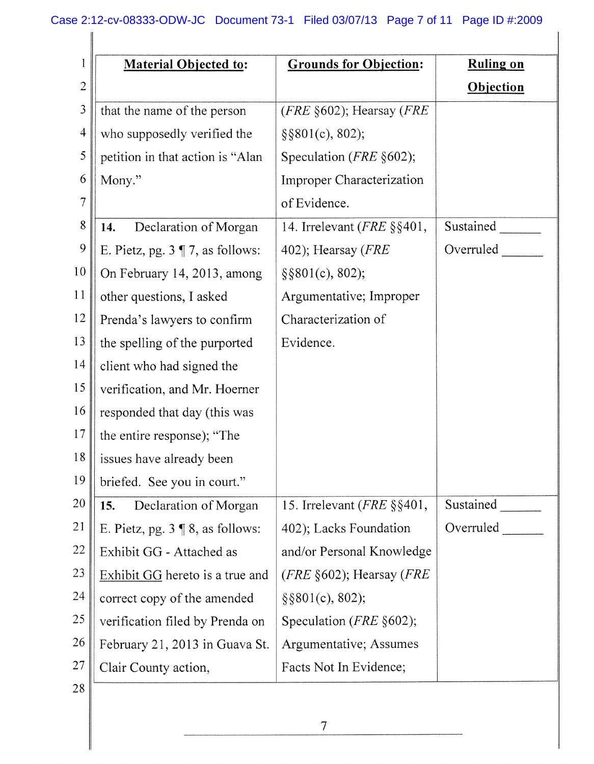| Material Objected to: | Grounds for Objection: | Ruling on Objection |
|---|---|---|
| that the name of the person who supposedly verified the petition in that action is "Alan Mony." | (*FRE* §602); Hearsay (*FRE* §§801(c), 802); Speculation (*FRE* §602); Improper Characterization of Evidence. | |
| **14.** Declaration of Morgan E. Pietz, pg. 3 ¶ 7, as follows: On February 14, 2013, among other questions, I asked Prenda's lawyers to confirm the spelling of the purported client who had signed the verification, and Mr. Hoerner responded that day (this was the entire response); "The issues have already been briefed. See you in court." | 14. Irrelevant (*FRE* §§401, 402); Hearsay (*FRE* §§801(c), 802); Argumentative; Improper Characterization of Evidence. | Sustained ______ Overruled ______ |
| **15.** Declaration of Morgan E. Pietz, pg. 3 ¶ 8, as follows: Exhibit GG - Attached as Exhibit GG hereto is a true and correct copy of the amended verification filed by Prenda on February 21, 2013 in Guava St. Clair County action, | 15. Irrelevant (*FRE* §§401, 402); Lacks Foundation and/or Personal Knowledge (*FRE* §602); Hearsay (*FRE* §§801(c), 802); Speculation (*FRE* §602); Argumentative; Assumes Facts Not In Evidence; | Sustained ______ Overruled ______ |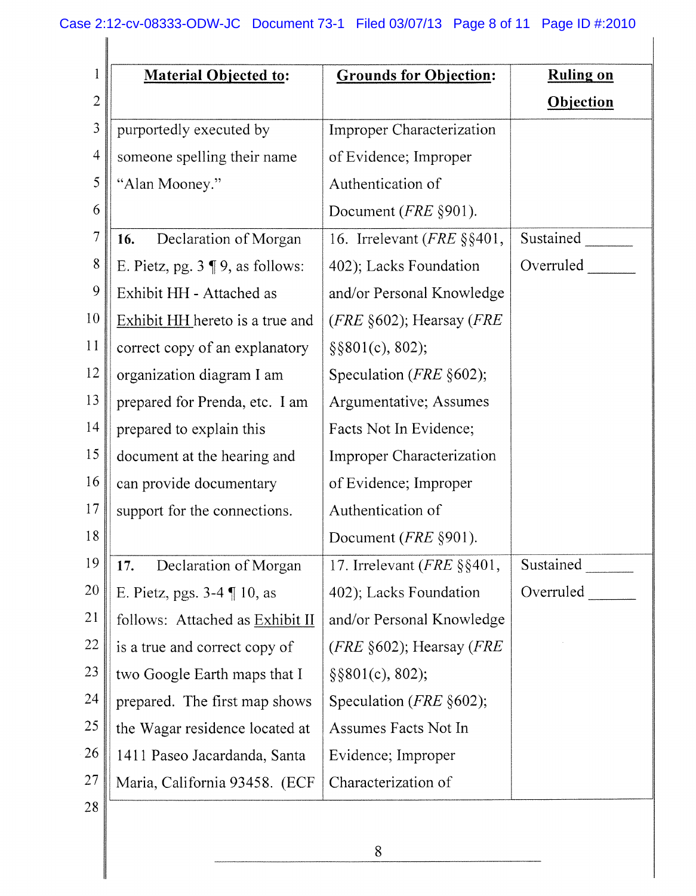| Material Objected to: | Grounds for Objection: | Ruling on Objection |
|---|---|---|
| purportedly executed by someone spelling their name "Alan Mooney." | Improper Characterization of Evidence; Improper Authentication of Document (*FRE* §901). | |
| **16.** Declaration of Morgan E. Pietz, pg. 3 ¶ 9, as follows: Exhibit HH - Attached as Exhibit HH hereto is a true and correct copy of an explanatory organization diagram I am prepared for Prenda, etc. I am prepared to explain this document at the hearing and can provide documentary support for the connections. | 16. Irrelevant (*FRE* §§401, 402); Lacks Foundation and/or Personal Knowledge (*FRE* §602); Hearsay (*FRE* §§801(c), 802); Speculation (*FRE* §602); Argumentative; Assumes Facts Not In Evidence; Improper Characterization of Evidence; Improper Authentication of Document (*FRE* §901). | Sustained ______ Overruled ______ |
| **17.** Declaration of Morgan E. Pietz, pgs. 3-4 ¶ 10, as follows: Attached as Exhibit II is a true and correct copy of two Google Earth maps that I prepared. The first map shows the Wagar residence located at 1411 Paseo Jacardanda, Santa Maria, California 93458. (ECF | 17. Irrelevant (*FRE* §§401, 402); Lacks Foundation and/or Personal Knowledge (*FRE* §602); Hearsay (*FRE* §§801(c), 802); Speculation (*FRE* §602); Assumes Facts Not In Evidence; Improper Characterization of | Sustained ______ Overruled ______ |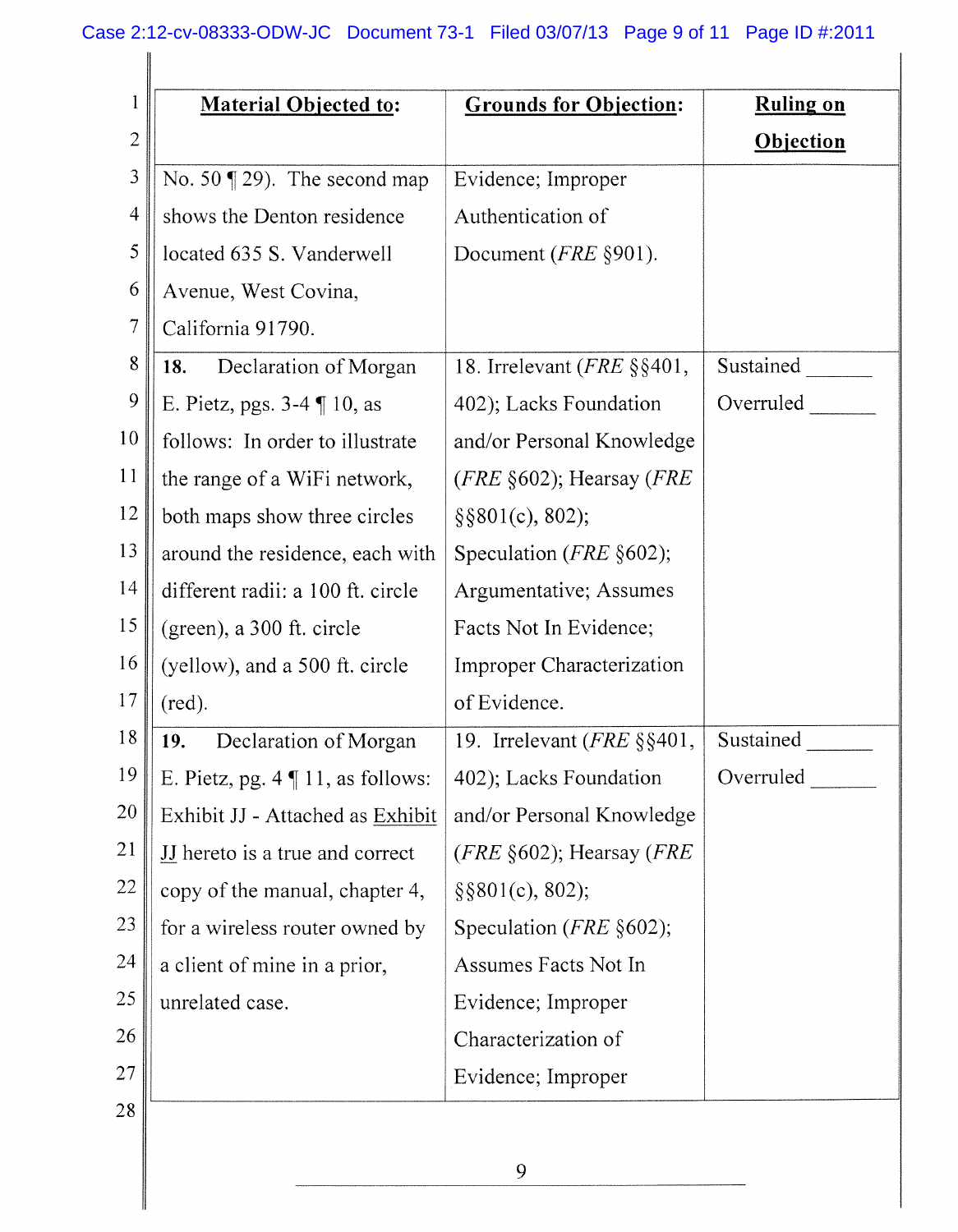| **Material Objected to:** | **Grounds for Objection:** | **Ruling on Objection** |
|---|---|---|
| No. 50 ¶ 29). The second map shows the Denton residence located 635 S. Vanderwell Avenue, West Covina, California 91790. | Evidence; Improper Authentication of Document (*FRE* §901). | |
| **18.** Declaration of Morgan E. Pietz, pgs. 3-4 ¶ 10, as follows: In order to illustrate the range of a WiFi network, both maps show three circles around the residence, each with different radii: a 100 ft. circle (green), a 300 ft. circle (yellow), and a 500 ft. circle (red). | 18. Irrelevant (*FRE* §§401, 402); Lacks Foundation and/or Personal Knowledge (*FRE* §602); Hearsay (*FRE* §§801(c), 802); Speculation (*FRE* §602); Argumentative; Assumes Facts Not In Evidence; Improper Characterization of Evidence. | Sustained ______ Overruled ______ |
| **19.** Declaration of Morgan E. Pietz, pg. 4 ¶ 11, as follows: Exhibit JJ - Attached as <u>Exhibit JJ</u> hereto is a true and correct copy of the manual, chapter 4, for a wireless router owned by a client of mine in a prior, unrelated case. | 19. Irrelevant (*FRE* §§401, 402); Lacks Foundation and/or Personal Knowledge (*FRE* §602); Hearsay (*FRE* §§801(c), 802); Speculation (*FRE* §602); Assumes Facts Not In Evidence; Improper Characterization of Evidence; Improper | Sustained ______ Overruled ______ |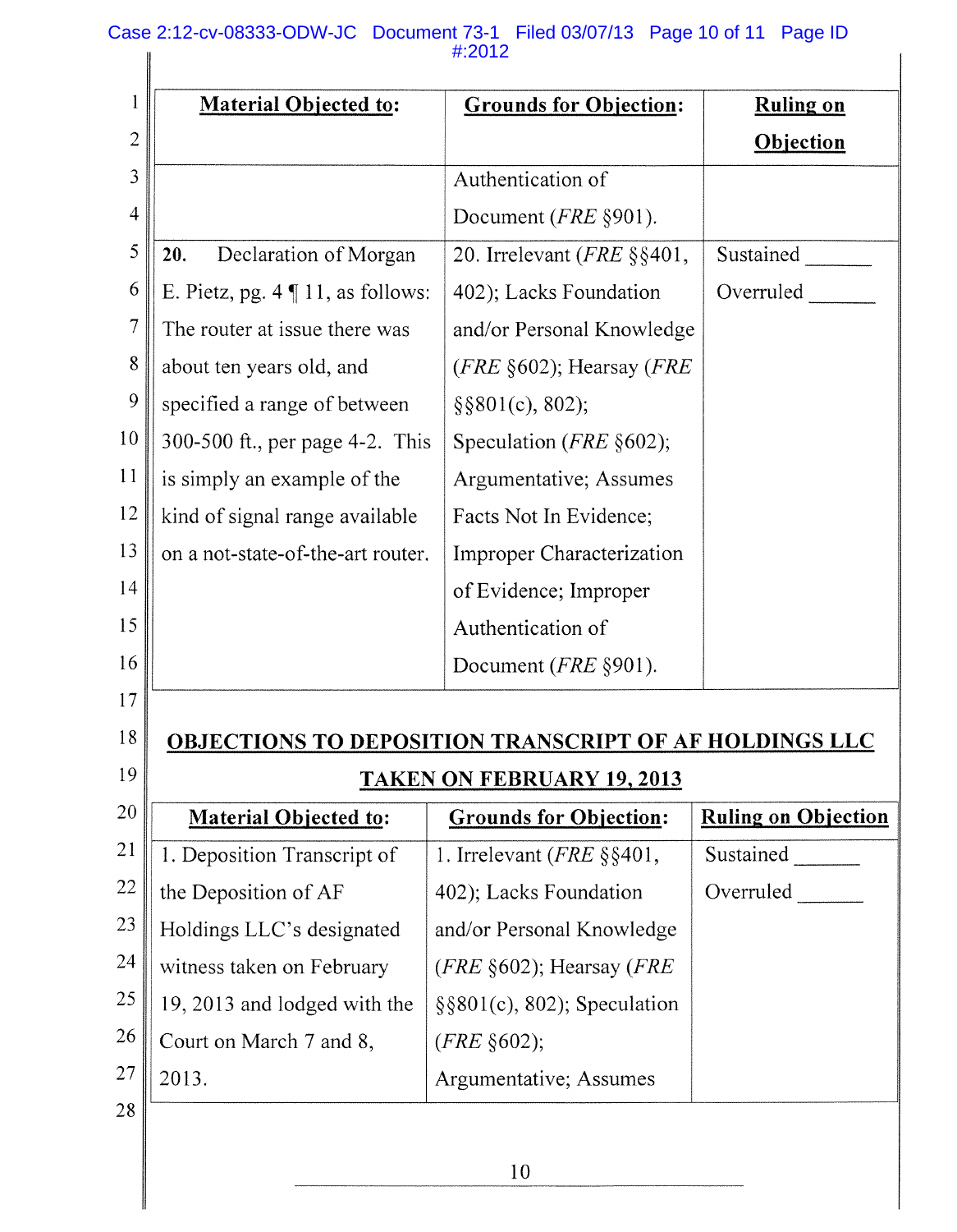| Material Objected to: | Grounds for Objection: | Ruling on Objection |
|---|---|---|
| | Authentication of Document (*FRE* §901). | |
| **20.** Declaration of Morgan E. Pietz, pg. 4 ¶ 11, as follows: The router at issue there was about ten years old, and specified a range of between 300-500 ft., per page 4-2. This is simply an example of the kind of signal range available on a not-state-of-the-art router. | 20. Irrelevant (*FRE* §§401, 402); Lacks Foundation and/or Personal Knowledge (*FRE* §602); Hearsay (*FRE* §§801(c), 802); Speculation (*FRE* §602); Argumentative; Assumes Facts Not In Evidence; Improper Characterization of Evidence; Improper Authentication of Document (*FRE* §901). | Sustained ______ Overruled ______ |

## OBJECTIONS TO DEPOSITION TRANSCRIPT OF AF HOLDINGS LLC TAKEN ON FEBRUARY 19, 2013

| Material Objected to: | Grounds for Objection: | Ruling on Objection |
|---|---|---|
| 1. Deposition Transcript of the Deposition of AF Holdings LLC's designated witness taken on February 19, 2013 and lodged with the Court on March 7 and 8, 2013. | 1. Irrelevant (*FRE* §§401, 402); Lacks Foundation and/or Personal Knowledge (*FRE* §602); Hearsay (*FRE* §§801(c), 802); Speculation (*FRE* §602); Argumentative; Assumes | Sustained ______ Overruled ______ |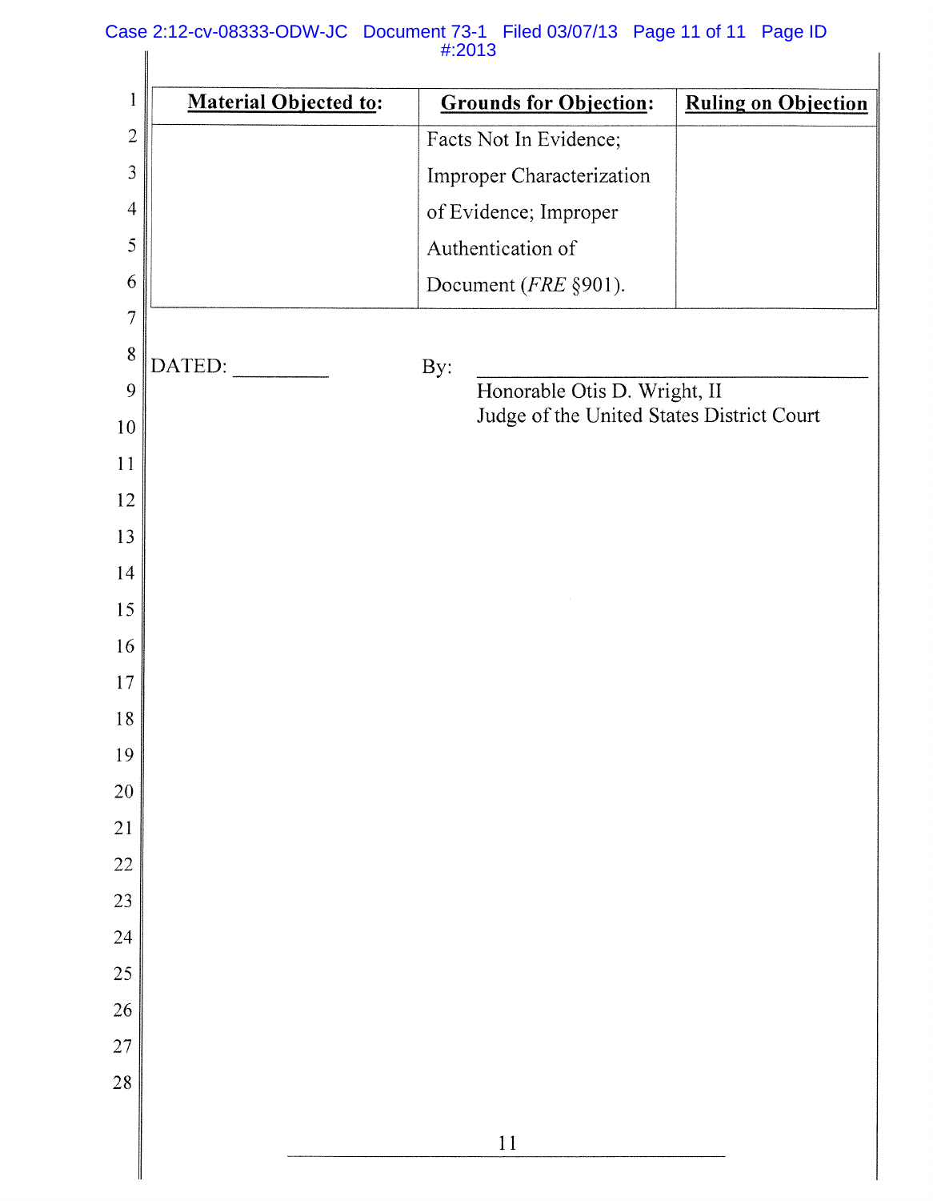| **Material Objected to:** | **Grounds for Objection:** | **Ruling on Objection** |
|---|---|---|
| | Facts Not In Evidence; Improper Characterization of Evidence; Improper Authentication of Document (*FRE* §901). | |

DATED: _________ By: ______________________________

Honorable Otis D. Wright, II
Judge of the United States District Court